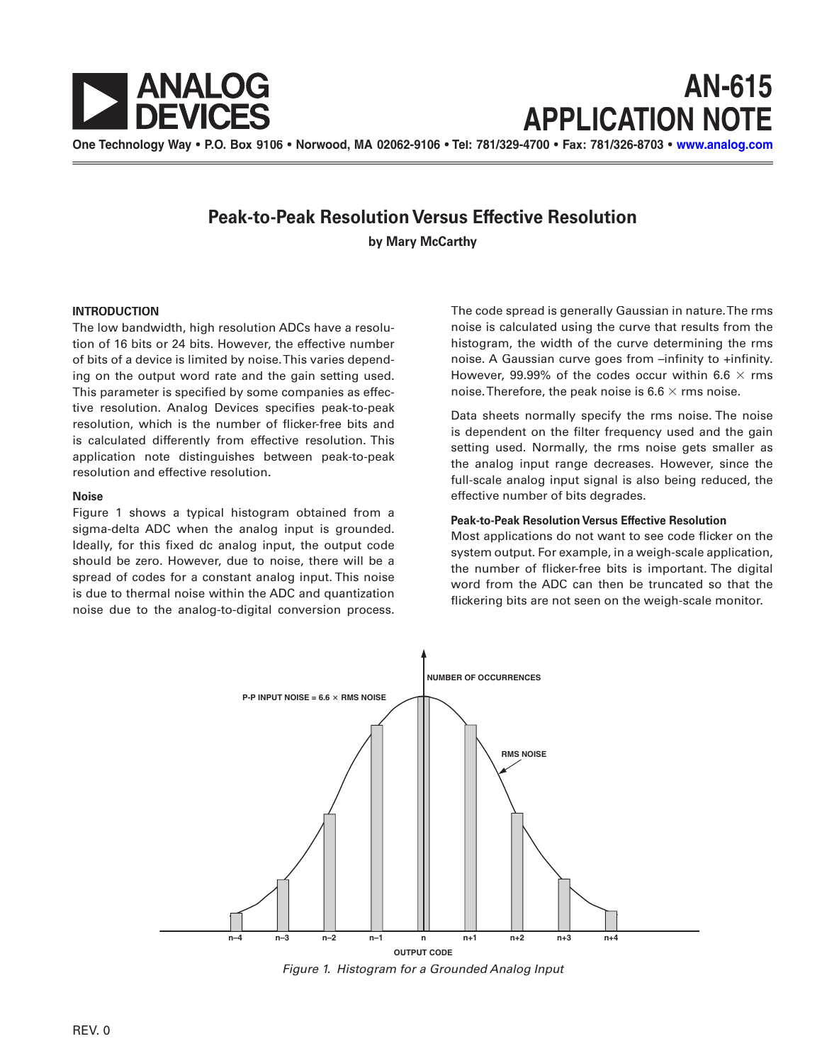# ANALOG DEVICES

# AN-615 APPLICATION NOTE

One Technology Way • P.O. Box 9106 • Norwood, MA 02062-9106 • Tel: 781/329-4700 • Fax: 781/326-8703 • www.analog.com

## Peak-to-Peak Resolution Versus Effective Resolution

**by Mary McCarthy**

### INTRODUCTION

The low bandwidth, high resolution ADCs have a resolution of 16 bits or 24 bits. However, the effective number of bits of a device is limited by noise. This varies depending on the output word rate and the gain setting used. This parameter is specified by some companies as effective resolution. Analog Devices specifies peak-to-peak resolution, which is the number of flicker-free bits and is calculated differently from effective resolution. This application note distinguishes between peak-to-peak resolution and effective resolution.

### Noise

Figure 1 shows a typical histogram obtained from a sigma-delta ADC when the analog input is grounded. Ideally, for this fixed dc analog input, the output code should be zero. However, due to noise, there will be a spread of codes for a constant analog input. This noise is due to thermal noise within the ADC and quantization noise due to the analog-to-digital conversion process.

The code spread is generally Gaussian in nature. The rms noise is calculated using the curve that results from the histogram, the width of the curve determining the rms noise. A Gaussian curve goes from –infinity to +infinity. However, 99.99% of the codes occur within 6.6 × rms noise. Therefore, the peak noise is 6.6 × rms noise.

Data sheets normally specify the rms noise. The noise is dependent on the filter frequency used and the gain setting used. Normally, the rms noise gets smaller as the analog input range decreases. However, since the full-scale analog input signal is also being reduced, the effective number of bits degrades.

#### Peak-to-Peak Resolution Versus Effective Resolution

Most applications do not want to see code flicker on the system output. For example, in a weigh-scale application, the number of flicker-free bits is important. The digital word from the ADC can then be truncated so that the flickering bits are not seen on the weigh-scale monitor.

*Figure 1. Histogram for a Grounded Analog Input*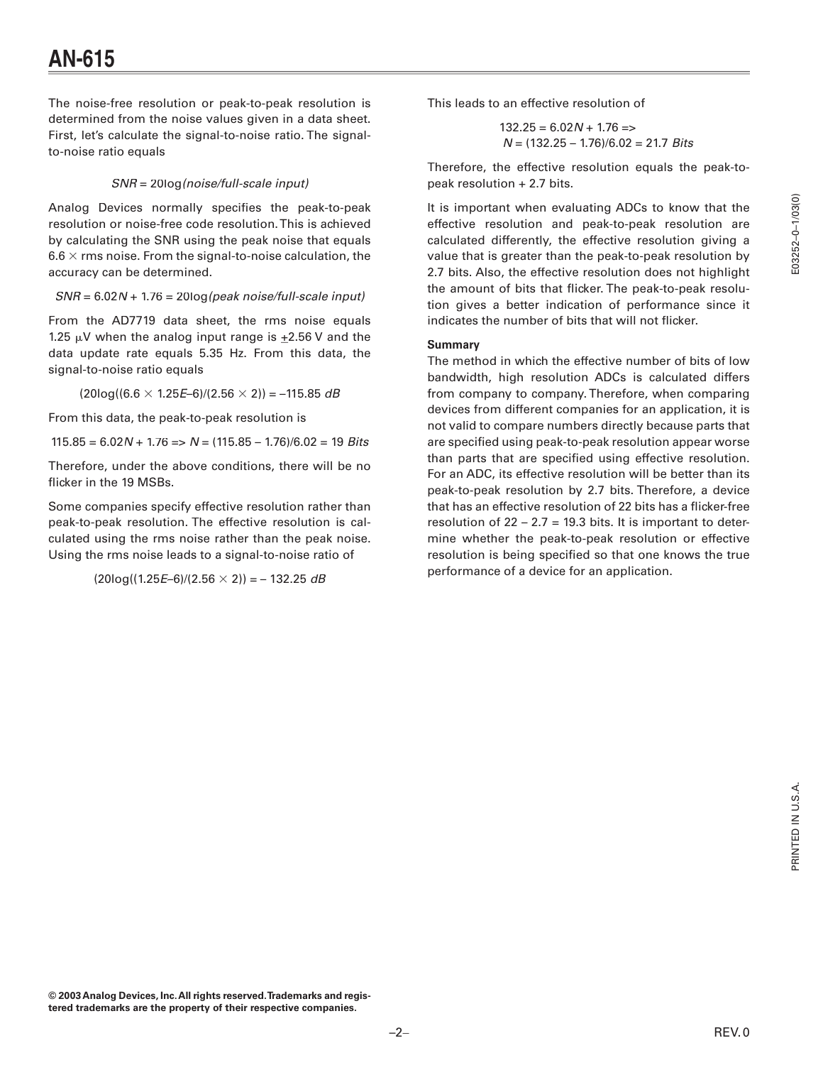The noise-free resolution or peak-to-peak resolution is determined from the noise values given in a data sheet. First, let's calculate the signal-to-noise ratio. The signal-to-noise ratio equals

$$SNR = 20\log(noise/full\text{-}scale\ input)$$

Analog Devices normally specifies the peak-to-peak resolution or noise-free code resolution. This is achieved by calculating the SNR using the peak noise that equals $6.6 \times$ rms noise. From the signal-to-noise calculation, the accuracy can be determined.

$$SNR = 6.02N + 1.76 = 20\log(peak\ noise/full\text{-}scale\ input)$$

From the AD7719 data sheet, the rms noise equals 1.25 μV when the analog input range is ±2.56 V and the data update rate equals 5.35 Hz. From this data, the signal-to-noise ratio equals

$$(20\log((6.6 \times 1.25E{-}6)/(2.56 \times 2)) = -115.85\ dB$$

From this data, the peak-to-peak resolution is

$$115.85 = 6.02N + 1.76 \Rightarrow N = (115.85 - 1.76)/6.02 = 19\ Bits$$

Therefore, under the above conditions, there will be no flicker in the 19 MSBs.

Some companies specify effective resolution rather than peak-to-peak resolution. The effective resolution is calculated using the rms noise rather than the peak noise. Using the rms noise leads to a signal-to-noise ratio of

$$(20\log((1.25E{-}6)/(2.56 \times 2)) = -132.25\ dB$$

This leads to an effective resolution of

$$132.25 = 6.02N + 1.76 \Rightarrow$$
$$N = (132.25 - 1.76)/6.02 = 21.7\ Bits$$

Therefore, the effective resolution equals the peak-to-peak resolution + 2.7 bits.

It is important when evaluating ADCs to know that the effective resolution and peak-to-peak resolution are calculated differently, the effective resolution giving a value that is greater than the peak-to-peak resolution by 2.7 bits. Also, the effective resolution does not highlight the amount of bits that flicker. The peak-to-peak resolution gives a better indication of performance since it indicates the number of bits that will not flicker.

**Summary**

The method in which the effective number of bits of low bandwidth, high resolution ADCs is calculated differs from company to company. Therefore, when comparing devices from different companies for an application, it is not valid to compare numbers directly because parts that are specified using peak-to-peak resolution appear worse than parts that are specified using effective resolution. For an ADC, its effective resolution will be better than its peak-to-peak resolution by 2.7 bits. Therefore, a device that has an effective resolution of 22 bits has a flicker-free resolution of 22 – 2.7 = 19.3 bits. It is important to determine whether the peak-to-peak resolution or effective resolution is being specified so that one knows the true performance of a device for an application.

**© 2003 Analog Devices, Inc. All rights reserved. Trademarks and registered trademarks are the property of their respective companies.**

E03252–0–1/03(0)

PRINTED IN U.S.A.